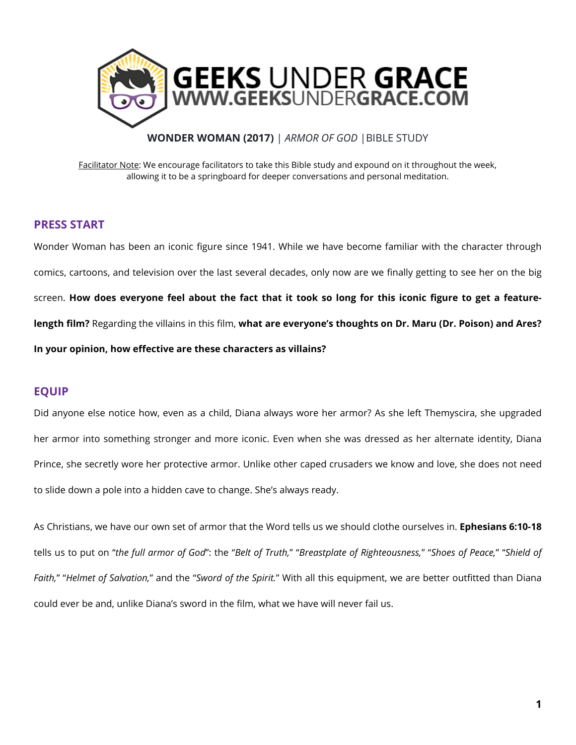# GEEKS UNDER GRACE
## WWW.GEEKSUNDERGRACE.COM

**WONDER WOMAN (2017)** | *ARMOR OF GOD* | BIBLE STUDY

Facilitator Note: We encourage facilitators to take this Bible study and expound on it throughout the week, allowing it to be a springboard for deeper conversations and personal meditation.

## PRESS START

Wonder Woman has been an iconic figure since 1941. While we have become familiar with the character through comics, cartoons, and television over the last several decades, only now are we finally getting to see her on the big screen. **How does everyone feel about the fact that it took so long for this iconic figure to get a feature-length film?** Regarding the villains in this film, **what are everyone's thoughts on Dr. Maru (Dr. Poison) and Ares? In your opinion, how effective are these characters as villains?**

## EQUIP

Did anyone else notice how, even as a child, Diana always wore her armor? As she left Themyscira, she upgraded her armor into something stronger and more iconic. Even when she was dressed as her alternate identity, Diana Prince, she secretly wore her protective armor. Unlike other caped crusaders we know and love, she does not need to slide down a pole into a hidden cave to change. She's always ready.

As Christians, we have our own set of armor that the Word tells us we should clothe ourselves in. **Ephesians 6:10-18** tells us to put on "*the full armor of God*": the "*Belt of Truth,*" "*Breastplate of Righteousness,*" "*Shoes of Peace,*" "*Shield of Faith,*" "*Helmet of Salvation,*" and the "*Sword of the Spirit.*" With all this equipment, we are better outfitted than Diana could ever be and, unlike Diana's sword in the film, what we have will never fail us.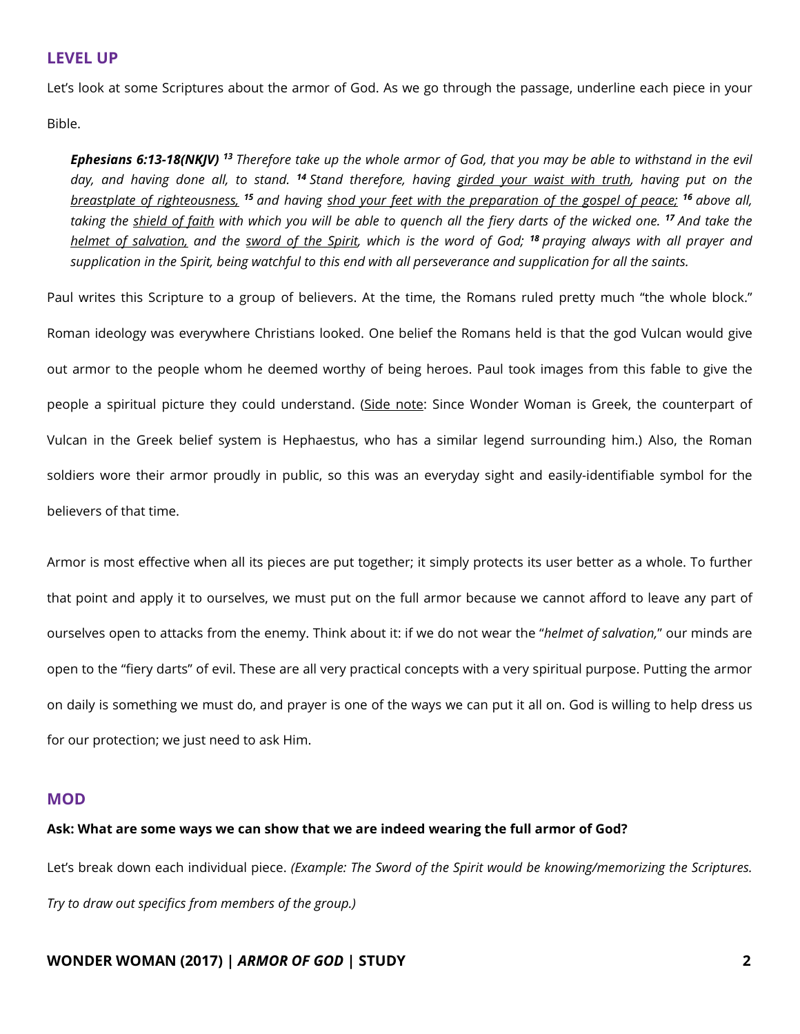## LEVEL UP

Let's look at some Scriptures about the armor of God. As we go through the passage, underline each piece in your Bible.

> ***Ephesians 6:13-18(NKJV)*** *[13] Therefore take up the whole armor of God, that you may be able to withstand in the evil day, and having done all, to stand. [14] Stand therefore, having <u>girded your waist with truth</u>, having put on the <u>breastplate of righteousness,</u> [15] and having <u>shod your feet with the preparation of the gospel of peace;</u> [16] above all, taking the <u>shield of faith</u> with which you will be able to quench all the fiery darts of the wicked one. [17] And take the <u>helmet of salvation,</u> and the <u>sword of the Spirit</u>, which is the word of God; [18] praying always with all prayer and supplication in the Spirit, being watchful to this end with all perseverance and supplication for all the saints.*

Paul writes this Scripture to a group of believers. At the time, the Romans ruled pretty much "the whole block." Roman ideology was everywhere Christians looked. One belief the Romans held is that the god Vulcan would give out armor to the people whom he deemed worthy of being heroes. Paul took images from this fable to give the people a spiritual picture they could understand. (<u>Side note</u>: Since Wonder Woman is Greek, the counterpart of Vulcan in the Greek belief system is Hephaestus, who has a similar legend surrounding him.) Also, the Roman soldiers wore their armor proudly in public, so this was an everyday sight and easily-identifiable symbol for the believers of that time.

Armor is most effective when all its pieces are put together; it simply protects its user better as a whole. To further that point and apply it to ourselves, we must put on the full armor because we cannot afford to leave any part of ourselves open to attacks from the enemy. Think about it: if we do not wear the "*helmet of salvation,*" our minds are open to the "fiery darts" of evil. These are all very practical concepts with a very spiritual purpose. Putting the armor on daily is something we must do, and prayer is one of the ways we can put it all on. God is willing to help dress us for our protection; we just need to ask Him.

## MOD

**Ask: What are some ways we can show that we are indeed wearing the full armor of God?**

Let's break down each individual piece. *(Example: The Sword of the Spirit would be knowing/memorizing the Scriptures. Try to draw out specifics from members of the group.)*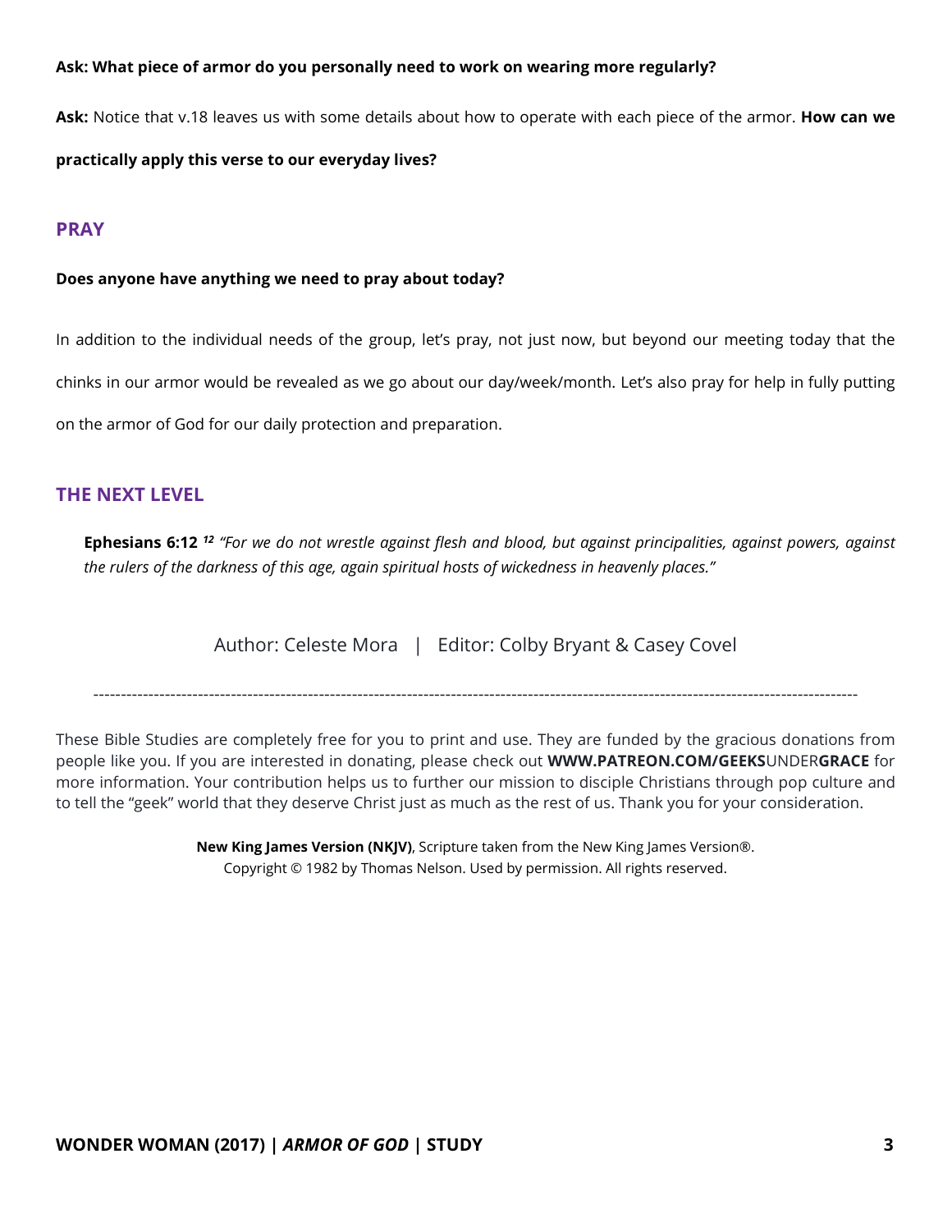**Ask: What piece of armor do you personally need to work on wearing more regularly?**

**Ask:** Notice that v.18 leaves us with some details about how to operate with each piece of the armor. **How can we practically apply this verse to our everyday lives?**

## PRAY

**Does anyone have anything we need to pray about today?**

In addition to the individual needs of the group, let's pray, not just now, but beyond our meeting today that the chinks in our armor would be revealed as we go about our day/week/month. Let's also pray for help in fully putting on the armor of God for our daily protection and preparation.

## THE NEXT LEVEL

> **Ephesians 6:12** *[12] "For we do not wrestle against flesh and blood, but against principalities, against powers, against the rulers of the darkness of this age, again spiritual hosts of wickedness in heavenly places."*

Author: Celeste Mora | Editor: Colby Bryant & Casey Covel

---

These Bible Studies are completely free for you to print and use. They are funded by the gracious donations from people like you. If you are interested in donating, please check out **WWW.PATREON.COM/GEEKS**UNDER**GRACE** for more information. Your contribution helps us to further our mission to disciple Christians through pop culture and to tell the "geek" world that they deserve Christ just as much as the rest of us. Thank you for your consideration.

**New King James Version (NKJV)**, Scripture taken from the New King James Version®.
Copyright © 1982 by Thomas Nelson. Used by permission. All rights reserved.